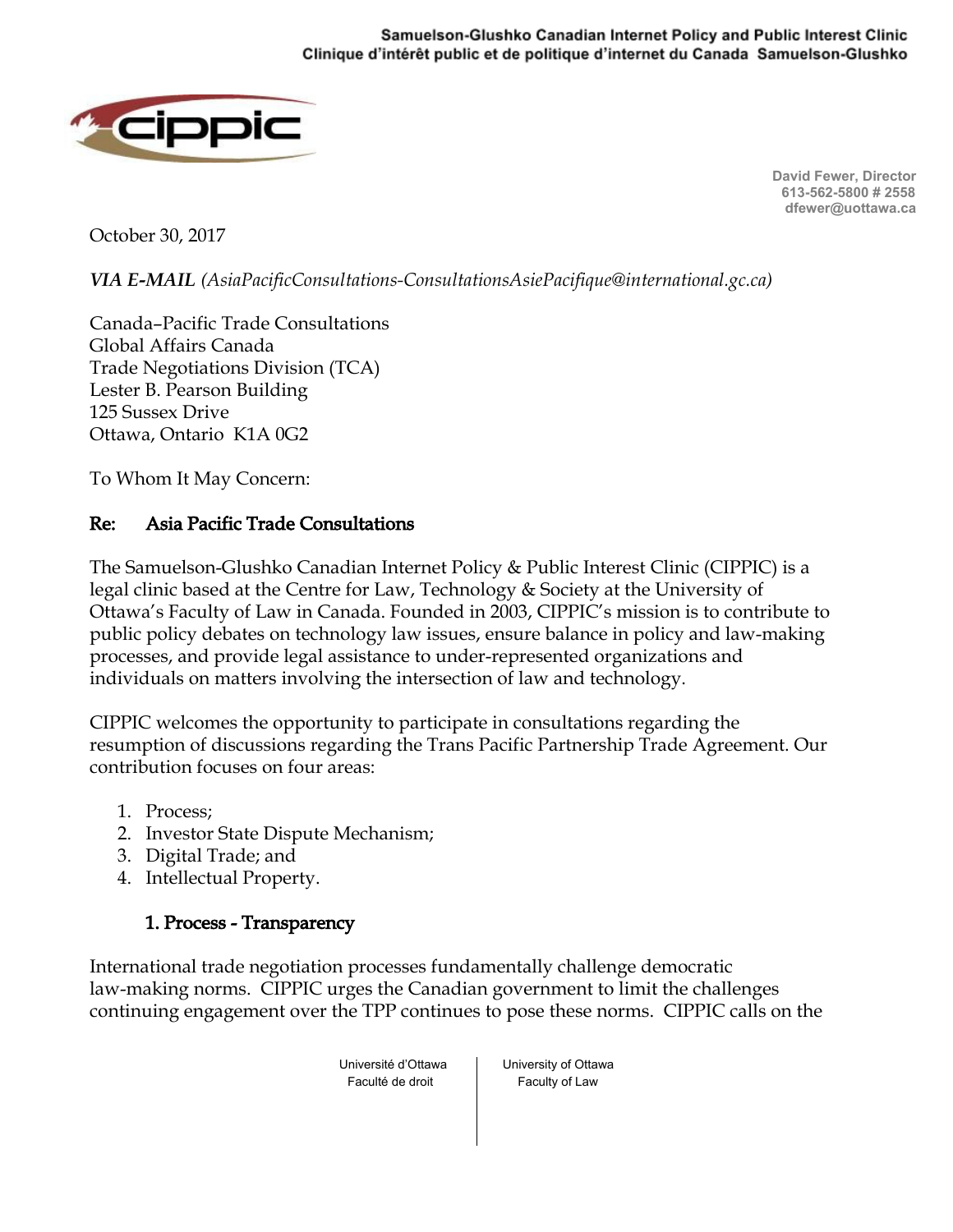Samuelson-Glushko Canadian Internet Policy and Public Interest Clinic
Clinique d'intérêt public et de politique d'internet du Canada Samuelson-Glushko

David Fewer, Director
613-562-5800 # 2558
dfewer@uottawa.ca

October 30, 2017

***VIA E-MAIL*** *(AsiaPacificConsultations-ConsultationsAsiePacifique@international.gc.ca)*

Canada–Pacific Trade Consultations
Global Affairs Canada
Trade Negotiations Division (TCA)
Lester B. Pearson Building
125 Sussex Drive
Ottawa, Ontario K1A 0G2

To Whom It May Concern:

**Re: Asia Pacific Trade Consultations**

The Samuelson-Glushko Canadian Internet Policy & Public Interest Clinic (CIPPIC) is a legal clinic based at the Centre for Law, Technology & Society at the University of Ottawa's Faculty of Law in Canada. Founded in 2003, CIPPIC's mission is to contribute to public policy debates on technology law issues, ensure balance in policy and law-making processes, and provide legal assistance to under-represented organizations and individuals on matters involving the intersection of law and technology.

CIPPIC welcomes the opportunity to participate in consultations regarding the resumption of discussions regarding the Trans Pacific Partnership Trade Agreement. Our contribution focuses on four areas:

1. Process;
2. Investor State Dispute Mechanism;
3. Digital Trade; and
4. Intellectual Property.

## 1. Process - Transparency

International trade negotiation processes fundamentally challenge democratic law-making norms. CIPPIC urges the Canadian government to limit the challenges continuing engagement over the TPP continues to pose these norms. CIPPIC calls on the

Université d'Ottawa | University of Ottawa
Faculté de droit | Faculty of Law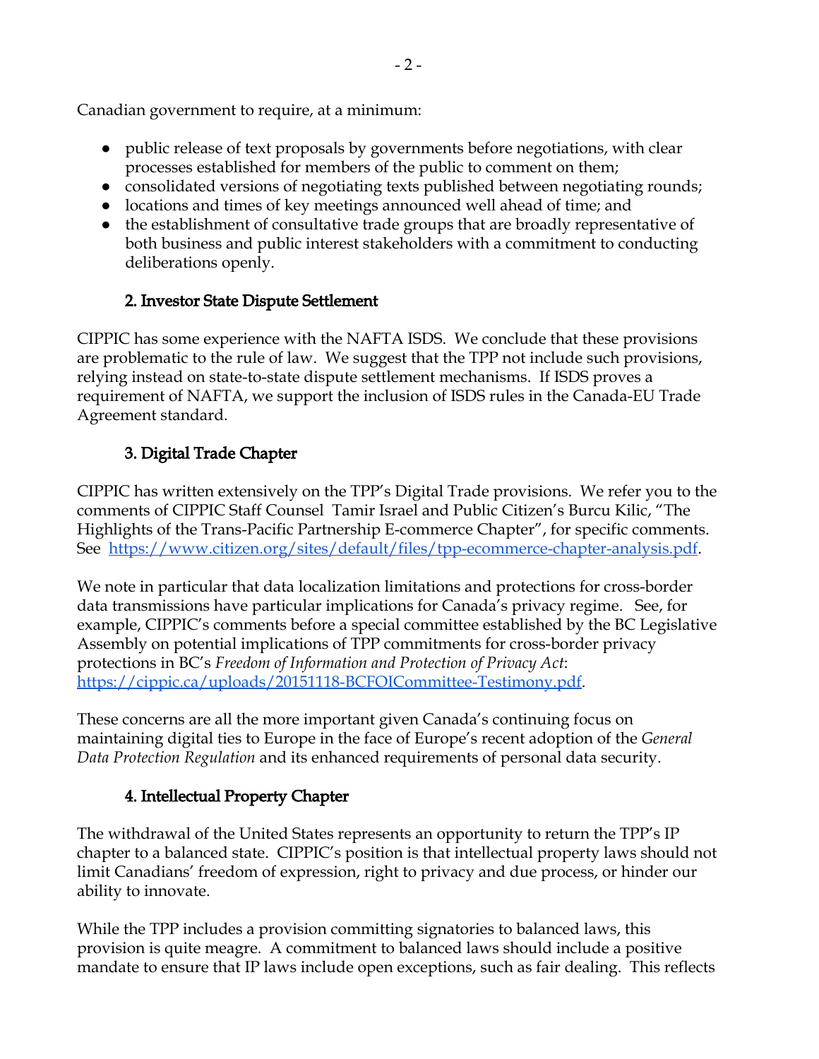Canadian government to require, at a minimum:

- public release of text proposals by governments before negotiations, with clear processes established for members of the public to comment on them;
- consolidated versions of negotiating texts published between negotiating rounds;
- locations and times of key meetings announced well ahead of time; and
- the establishment of consultative trade groups that are broadly representative of both business and public interest stakeholders with a commitment to conducting deliberations openly.

### 2. Investor State Dispute Settlement

CIPPIC has some experience with the NAFTA ISDS. We conclude that these provisions are problematic to the rule of law. We suggest that the TPP not include such provisions, relying instead on state-to-state dispute settlement mechanisms. If ISDS proves a requirement of NAFTA, we support the inclusion of ISDS rules in the Canada-EU Trade Agreement standard.

### 3. Digital Trade Chapter

CIPPIC has written extensively on the TPP's Digital Trade provisions. We refer you to the comments of CIPPIC Staff Counsel Tamir Israel and Public Citizen's Burcu Kilic, "The Highlights of the Trans-Pacific Partnership E-commerce Chapter", for specific comments. See https://www.citizen.org/sites/default/files/tpp-ecommerce-chapter-analysis.pdf.

We note in particular that data localization limitations and protections for cross-border data transmissions have particular implications for Canada's privacy regime. See, for example, CIPPIC's comments before a special committee established by the BC Legislative Assembly on potential implications of TPP commitments for cross-border privacy protections in BC's *Freedom of Information and Protection of Privacy Act*: https://cippic.ca/uploads/20151118-BCFOICommittee-Testimony.pdf.

These concerns are all the more important given Canada's continuing focus on maintaining digital ties to Europe in the face of Europe's recent adoption of the *General Data Protection Regulation* and its enhanced requirements of personal data security.

### 4. Intellectual Property Chapter

The withdrawal of the United States represents an opportunity to return the TPP's IP chapter to a balanced state. CIPPIC's position is that intellectual property laws should not limit Canadians' freedom of expression, right to privacy and due process, or hinder our ability to innovate.

While the TPP includes a provision committing signatories to balanced laws, this provision is quite meagre. A commitment to balanced laws should include a positive mandate to ensure that IP laws include open exceptions, such as fair dealing. This reflects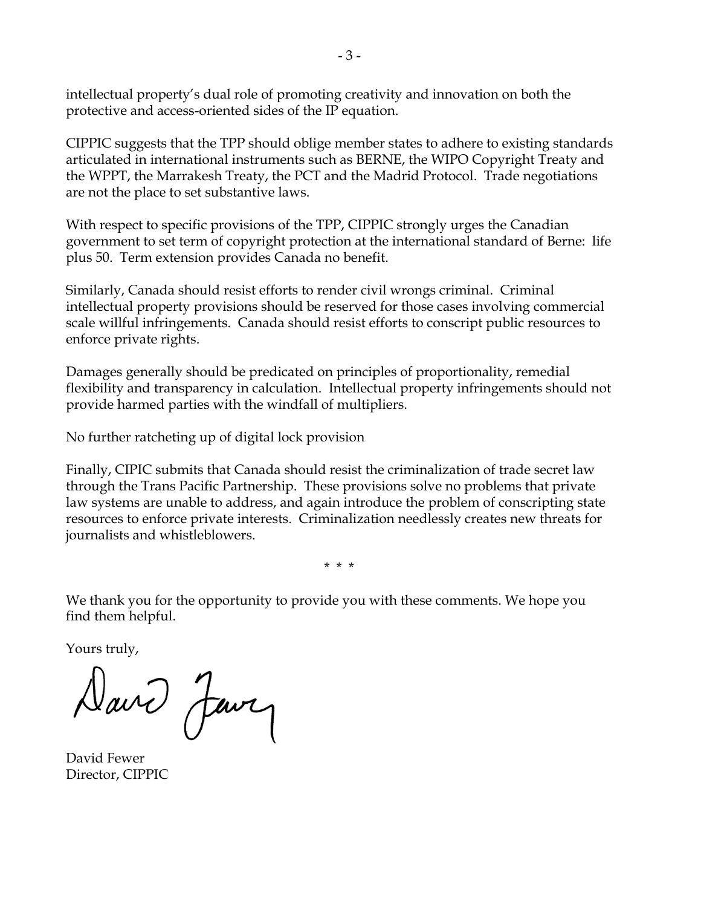intellectual property's dual role of promoting creativity and innovation on both the protective and access-oriented sides of the IP equation.

CIPPIC suggests that the TPP should oblige member states to adhere to existing standards articulated in international instruments such as BERNE, the WIPO Copyright Treaty and the WPPT, the Marrakesh Treaty, the PCT and the Madrid Protocol. Trade negotiations are not the place to set substantive laws.

With respect to specific provisions of the TPP, CIPPIC strongly urges the Canadian government to set term of copyright protection at the international standard of Berne: life plus 50. Term extension provides Canada no benefit.

Similarly, Canada should resist efforts to render civil wrongs criminal. Criminal intellectual property provisions should be reserved for those cases involving commercial scale willful infringements. Canada should resist efforts to conscript public resources to enforce private rights.

Damages generally should be predicated on principles of proportionality, remedial flexibility and transparency in calculation. Intellectual property infringements should not provide harmed parties with the windfall of multipliers.

No further ratcheting up of digital lock provision

Finally, CIPIC submits that Canada should resist the criminalization of trade secret law through the Trans Pacific Partnership. These provisions solve no problems that private law systems are unable to address, and again introduce the problem of conscripting state resources to enforce private interests. Criminalization needlessly creates new threats for journalists and whistleblowers.

\* \* \*

We thank you for the opportunity to provide you with these comments. We hope you find them helpful.

Yours truly,

David Fewer
Director, CIPPIC